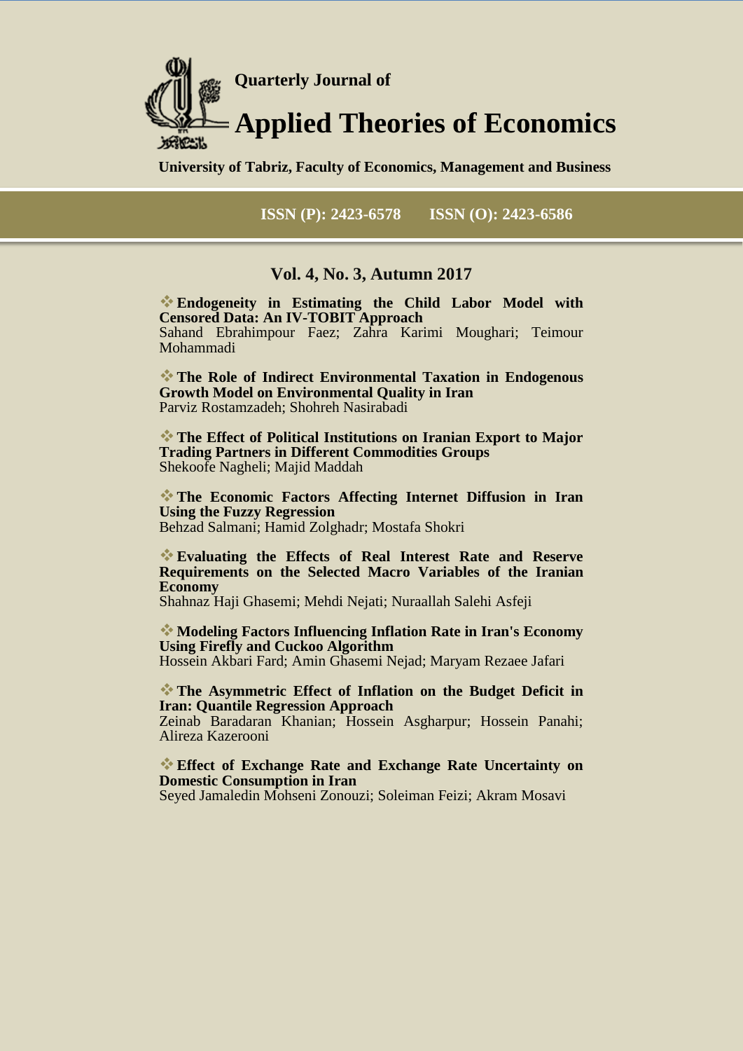**Quarterly Journal of**

# Applied Theories of Economics

**University of Tabriz, Faculty of Economics, Management and Business**

**ISSN (P): 2423-6578 ISSN (O): 2423-6586**

## Vol. 4, No. 3, Autumn 2017

- **Endogeneity in Estimating the Child Labor Model with Censored Data: An IV-TOBIT Approach**
  Sahand Ebrahimpour Faez; Zahra Karimi Moughari; Teimour Mohammadi

- **The Role of Indirect Environmental Taxation in Endogenous Growth Model on Environmental Quality in Iran**
  Parviz Rostamzadeh; Shohreh Nasirabadi

- **The Effect of Political Institutions on Iranian Export to Major Trading Partners in Different Commodities Groups**
  Shekoofe Nagheli; Majid Maddah

- **The Economic Factors Affecting Internet Diffusion in Iran Using the Fuzzy Regression**
  Behzad Salmani; Hamid Zolghadr; Mostafa Shokri

- **Evaluating the Effects of Real Interest Rate and Reserve Requirements on the Selected Macro Variables of the Iranian Economy**
  Shahnaz Haji Ghasemi; Mehdi Nejati; Nuraallah Salehi Asfeji

- **Modeling Factors Influencing Inflation Rate in Iran's Economy Using Firefly and Cuckoo Algorithm**
  Hossein Akbari Fard; Amin Ghasemi Nejad; Maryam Rezaee Jafari

- **The Asymmetric Effect of Inflation on the Budget Deficit in Iran: Quantile Regression Approach**
  Zeinab Baradaran Khanian; Hossein Asgharpur; Hossein Panahi; Alireza Kazerooni

- **Effect of Exchange Rate and Exchange Rate Uncertainty on Domestic Consumption in Iran**
  Seyed Jamaledin Mohseni Zonouzi; Soleiman Feizi; Akram Mosavi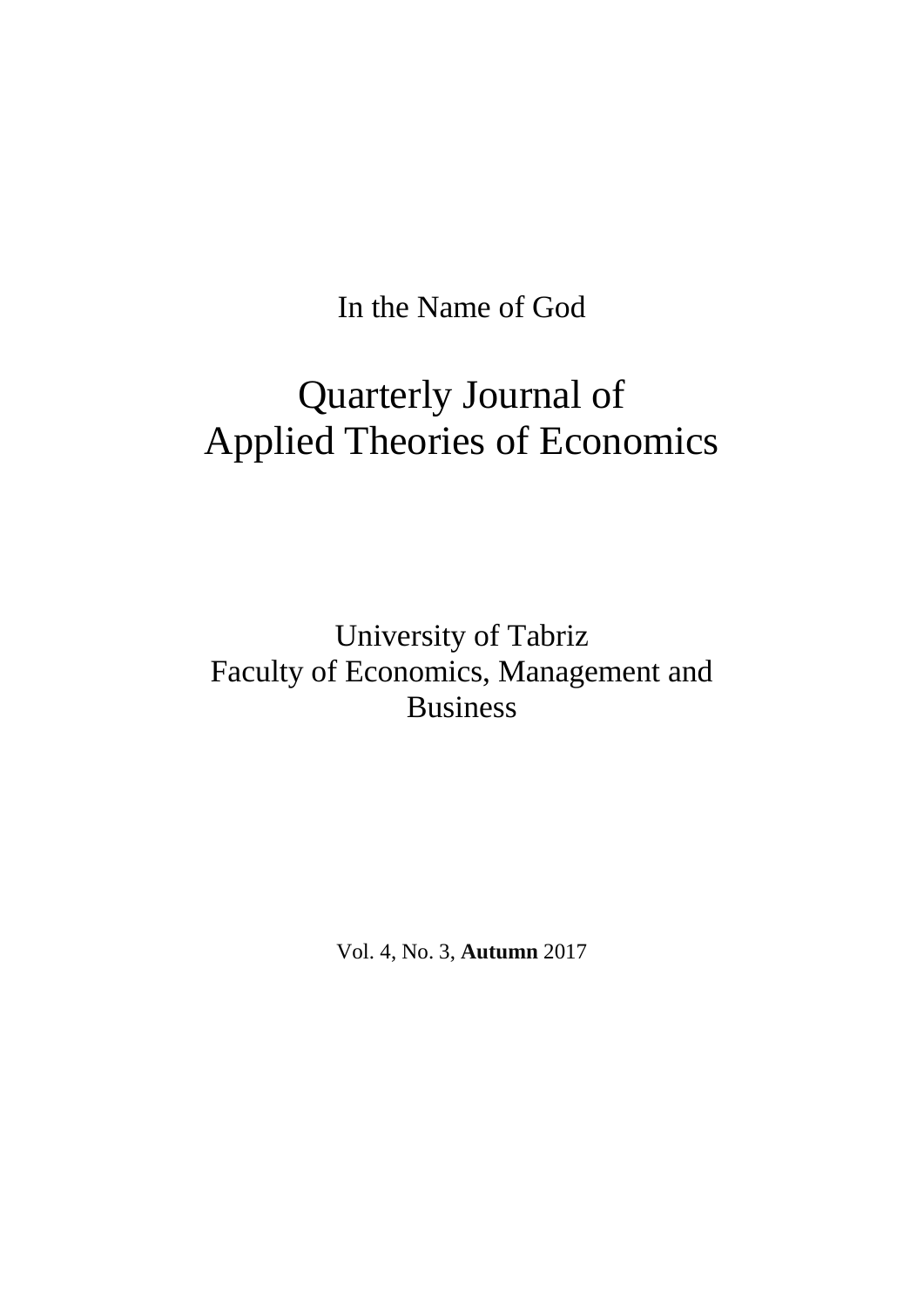In the Name of God

# Quarterly Journal of Applied Theories of Economics

University of Tabriz
Faculty of Economics, Management and Business

Vol. 4, No. 3, **Autumn** 2017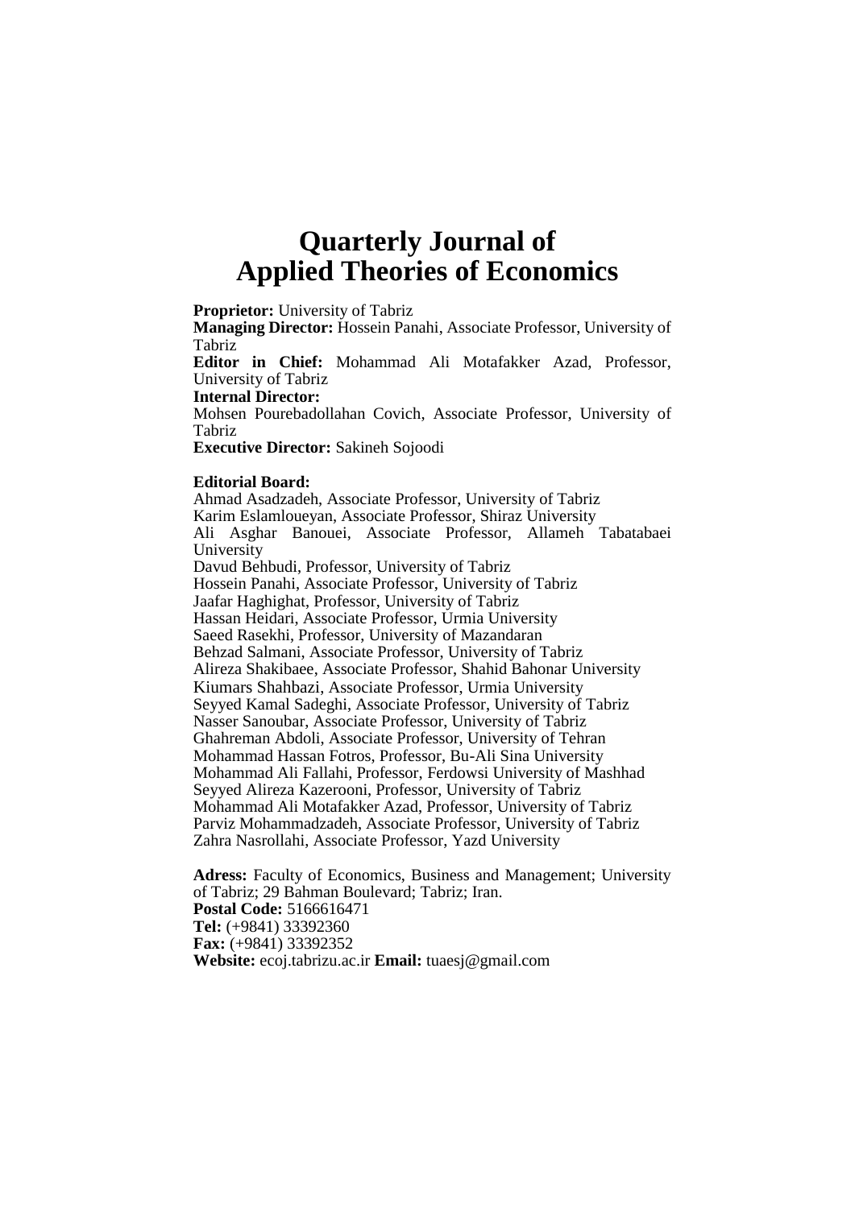# Quarterly Journal of Applied Theories of Economics

**Proprietor:** University of Tabriz
**Managing Director:** Hossein Panahi, Associate Professor, University of Tabriz
**Editor in Chief:** Mohammad Ali Motafakker Azad, Professor, University of Tabriz
**Internal Director:**
Mohsen Pourebadollahan Covich, Associate Professor, University of Tabriz
**Executive Director:** Sakineh Sojoodi

**Editorial Board:**
Ahmad Asadzadeh, Associate Professor, University of Tabriz
Karim Eslamloueyan, Associate Professor, Shiraz University
Ali Asghar Banouei, Associate Professor, Allameh Tabatabaei University
Davud Behbudi, Professor, University of Tabriz
Hossein Panahi, Associate Professor, University of Tabriz
Jaafar Haghighat, Professor, University of Tabriz
Hassan Heidari, Associate Professor, Urmia University
Saeed Rasekhi, Professor, University of Mazandaran
Behzad Salmani, Associate Professor, University of Tabriz
Alireza Shakibaee, Associate Professor, Shahid Bahonar University
Kiumars Shahbazi, Associate Professor, Urmia University
Seyyed Kamal Sadeghi, Associate Professor, University of Tabriz
Nasser Sanoubar, Associate Professor, University of Tabriz
Ghahreman Abdoli, Associate Professor, University of Tehran
Mohammad Hassan Fotros, Professor, Bu-Ali Sina University
Mohammad Ali Fallahi, Professor, Ferdowsi University of Mashhad
Seyyed Alireza Kazerooni, Professor, University of Tabriz
Mohammad Ali Motafakker Azad, Professor, University of Tabriz
Parviz Mohammadzadeh, Associate Professor, University of Tabriz
Zahra Nasrollahi, Associate Professor, Yazd University

**Adress:** Faculty of Economics, Business and Management; University of Tabriz; 29 Bahman Boulevard; Tabriz; Iran.
**Postal Code:** 5166616471
**Tel:** (+9841) 33392360
**Fax:** (+9841) 33392352
**Website:** ecoj.tabrizu.ac.ir **Email:** tuaesj@gmail.com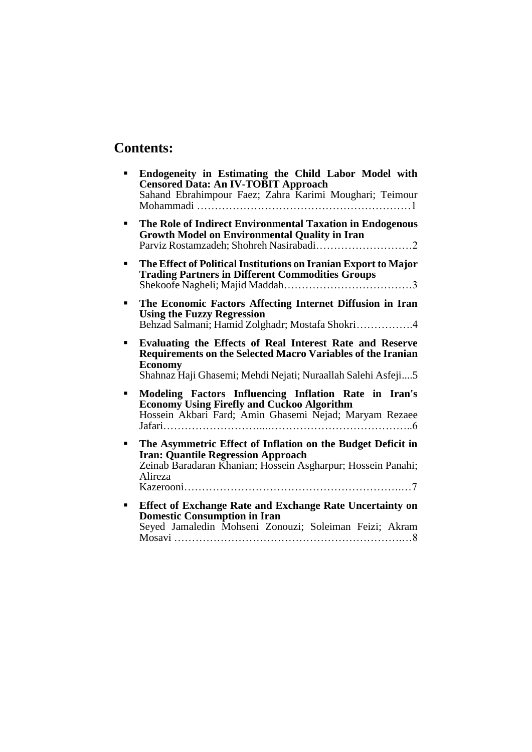## Contents:

- **Endogeneity in Estimating the Child Labor Model with Censored Data: An IV-TOBIT Approach**
  Sahand Ebrahimpour Faez; Zahra Karimi Moughari; Teimour Mohammadi ……………………………………………………1
- **The Role of Indirect Environmental Taxation in Endogenous Growth Model on Environmental Quality in Iran**
  Parviz Rostamzadeh; Shohreh Nasirabadi………………………2
- **The Effect of Political Institutions on Iranian Export to Major Trading Partners in Different Commodities Groups**
  Shekoofe Nagheli; Majid Maddah………………………………3
- **The Economic Factors Affecting Internet Diffusion in Iran Using the Fuzzy Regression**
  Behzad Salmani; Hamid Zolghadr; Mostafa Shokri…………….4
- **Evaluating the Effects of Real Interest Rate and Reserve Requirements on the Selected Macro Variables of the Iranian Economy**
  Shahnaz Haji Ghasemi; Mehdi Nejati; Nuraallah Salehi Asfeji....5
- **Modeling Factors Influencing Inflation Rate in Iran's Economy Using Firefly and Cuckoo Algorithm**
  Hossein Akbari Fard; Amin Ghasemi Nejad; Maryam Rezaee Jafari……………………...…………………………………..6
- **The Asymmetric Effect of Inflation on the Budget Deficit in Iran: Quantile Regression Approach**
  Zeinab Baradaran Khanian; Hossein Asgharpur; Hossein Panahi; Alireza Kazerooni……………………………………………………..…7
- **Effect of Exchange Rate and Exchange Rate Uncertainty on Domestic Consumption in Iran**
  Seyed Jamaledin Mohseni Zonouzi; Soleiman Feizi; Akram Mosavi …………………………………………………………..…8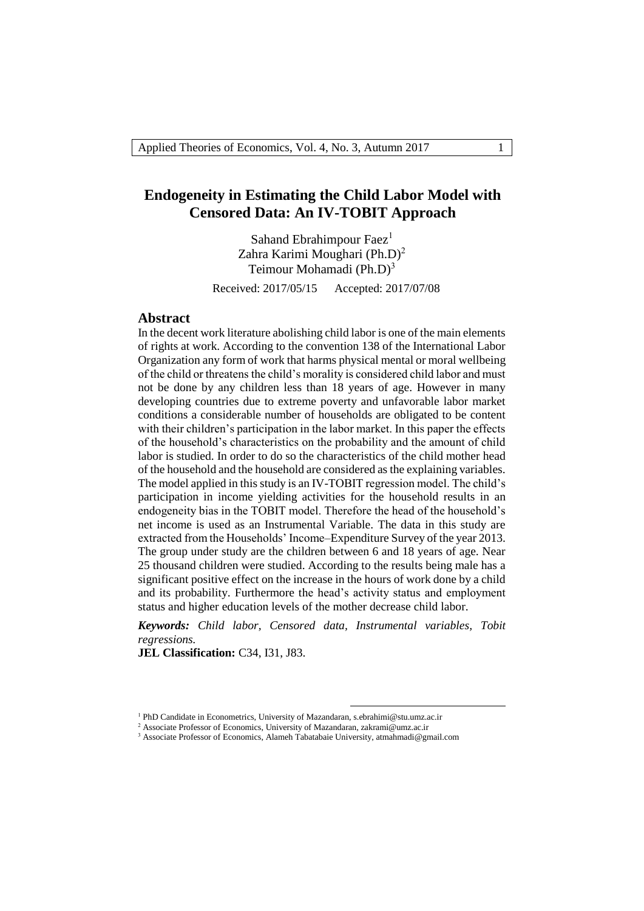# Endogeneity in Estimating the Child Labor Model with Censored Data: An IV-TOBIT Approach

Sahand Ebrahimpour Faez[1]
Zahra Karimi Moughari (Ph.D)[2]
Teimour Mohamadi (Ph.D)[3]

Received: 2017/05/15 Accepted: 2017/07/08

## Abstract

In the decent work literature abolishing child labor is one of the main elements of rights at work. According to the convention 138 of the International Labor Organization any form of work that harms physical mental or moral wellbeing of the child or threatens the child's morality is considered child labor and must not be done by any children less than 18 years of age. However in many developing countries due to extreme poverty and unfavorable labor market conditions a considerable number of households are obligated to be content with their children's participation in the labor market. In this paper the effects of the household's characteristics on the probability and the amount of child labor is studied. In order to do so the characteristics of the child mother head of the household and the household are considered as the explaining variables. The model applied in this study is an IV-TOBIT regression model. The child's participation in income yielding activities for the household results in an endogeneity bias in the TOBIT model. Therefore the head of the household's net income is used as an Instrumental Variable. The data in this study are extracted from the Households' Income–Expenditure Survey of the year 2013. The group under study are the children between 6 and 18 years of age. Near 25 thousand children were studied. According to the results being male has a significant positive effect on the increase in the hours of work done by a child and its probability. Furthermore the head's activity status and employment status and higher education levels of the mother decrease child labor.

***Keywords:*** *Child labor, Censored data, Instrumental variables, Tobit regressions.*

**JEL Classification:** C34, I31, J83.

---

[1] PhD Candidate in Econometrics, University of Mazandaran, s.ebrahimi@stu.umz.ac.ir

[2] Associate Professor of Economics, University of Mazandaran, zakrami@umz.ac.ir

[3] Associate Professor of Economics, Alameh Tabatabaie University, atmahmadi@gmail.com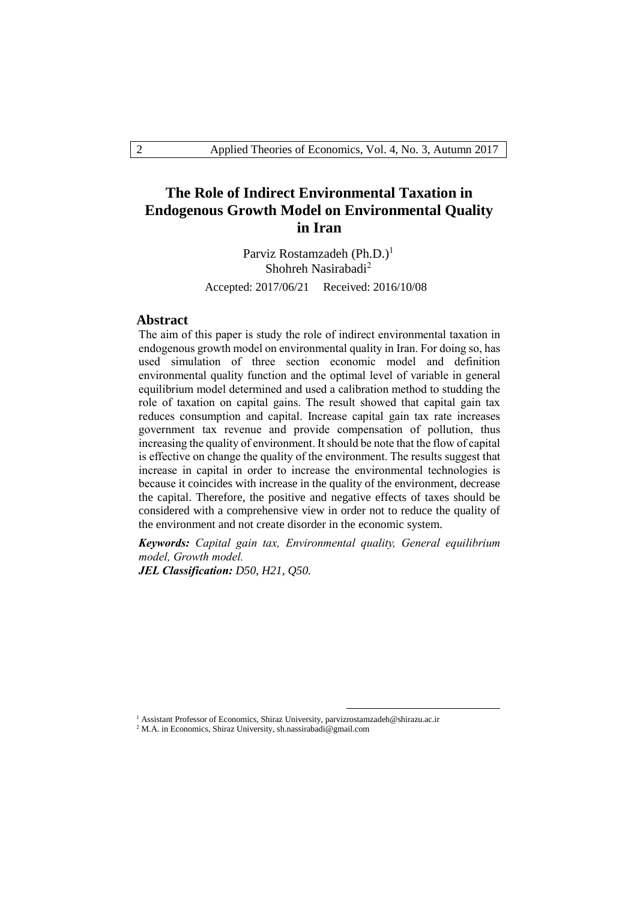# The Role of Indirect Environmental Taxation in Endogenous Growth Model on Environmental Quality in Iran

Parviz Rostamzadeh (Ph.D.)[1]
Shohreh Nasirabadi[2]

Accepted: 2017/06/21 Received: 2016/10/08

## Abstract

The aim of this paper is study the role of indirect environmental taxation in endogenous growth model on environmental quality in Iran. For doing so, has used simulation of three section economic model and definition environmental quality function and the optimal level of variable in general equilibrium model determined and used a calibration method to studding the role of taxation on capital gains. The result showed that capital gain tax reduces consumption and capital. Increase capital gain tax rate increases government tax revenue and provide compensation of pollution, thus increasing the quality of environment. It should be note that the flow of capital is effective on change the quality of the environment. The results suggest that increase in capital in order to increase the environmental technologies is because it coincides with increase in the quality of the environment, decrease the capital. Therefore, the positive and negative effects of taxes should be considered with a comprehensive view in order not to reduce the quality of the environment and not create disorder in the economic system.

***Keywords:*** *Capital gain tax, Environmental quality, General equilibrium model, Growth model.*

***JEL Classification:*** *D50, H21, Q50.*

---

[1] Assistant Professor of Economics, Shiraz University, parvizrostamzadeh@shirazu.ac.ir

[2] M.A. in Economics, Shiraz University, sh.nassirabadi@gmail.com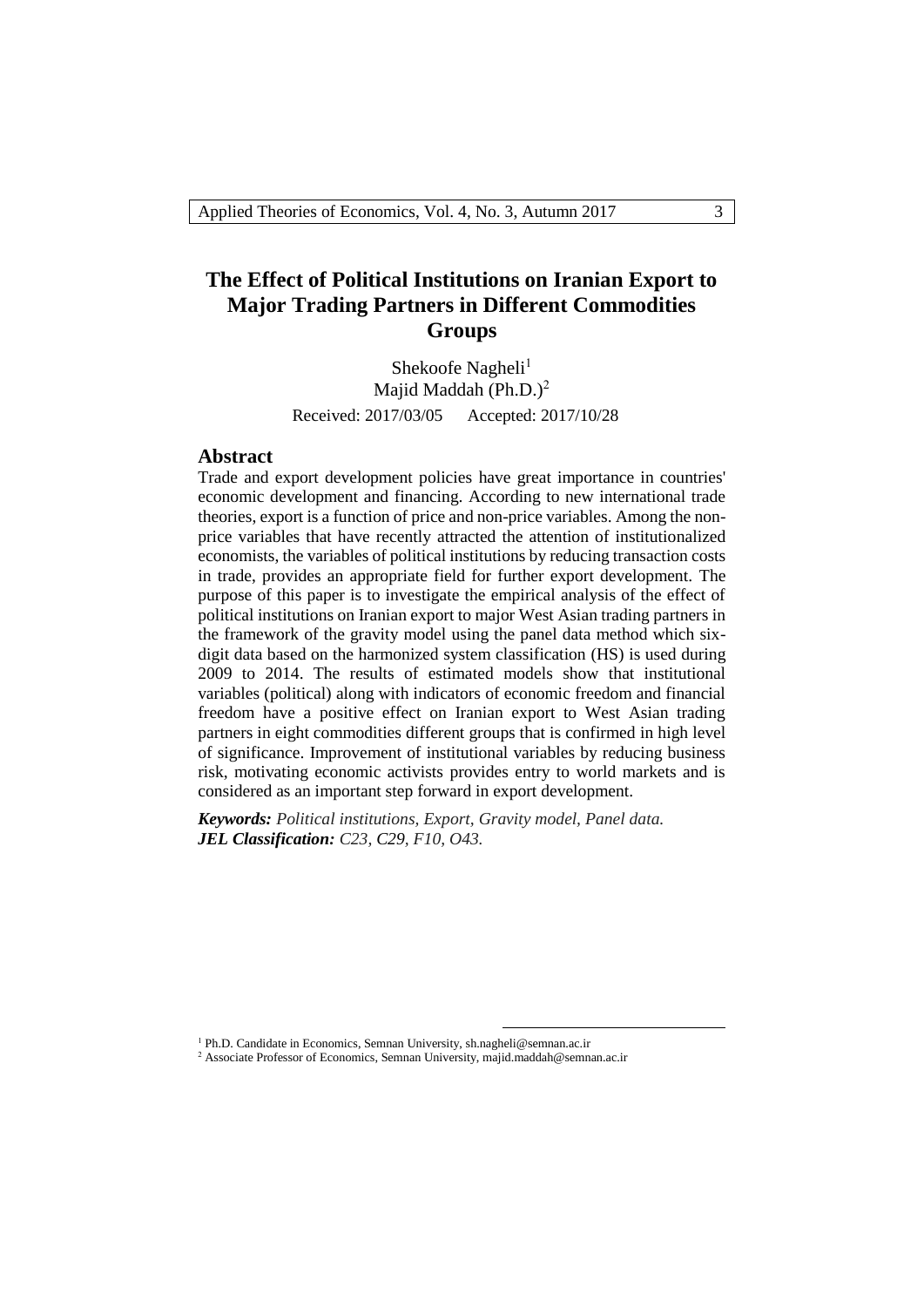# The Effect of Political Institutions on Iranian Export to Major Trading Partners in Different Commodities Groups

Shekoofe Nagheli[1]

Majid Maddah (Ph.D.)[2]

Received: 2017/03/05 Accepted: 2017/10/28

## Abstract

Trade and export development policies have great importance in countries' economic development and financing. According to new international trade theories, export is a function of price and non-price variables. Among the non-price variables that have recently attracted the attention of institutionalized economists, the variables of political institutions by reducing transaction costs in trade, provides an appropriate field for further export development. The purpose of this paper is to investigate the empirical analysis of the effect of political institutions on Iranian export to major West Asian trading partners in the framework of the gravity model using the panel data method which six-digit data based on the harmonized system classification (HS) is used during 2009 to 2014. The results of estimated models show that institutional variables (political) along with indicators of economic freedom and financial freedom have a positive effect on Iranian export to West Asian trading partners in eight commodities different groups that is confirmed in high level of significance. Improvement of institutional variables by reducing business risk, motivating economic activists provides entry to world markets and is considered as an important step forward in export development.

***Keywords:*** *Political institutions, Export, Gravity model, Panel data.*

***JEL Classification:*** *C23, C29, F10, O43.*

---

[1] Ph.D. Candidate in Economics, Semnan University, sh.nagheli@semnan.ac.ir

[2] Associate Professor of Economics, Semnan University, majid.maddah@semnan.ac.ir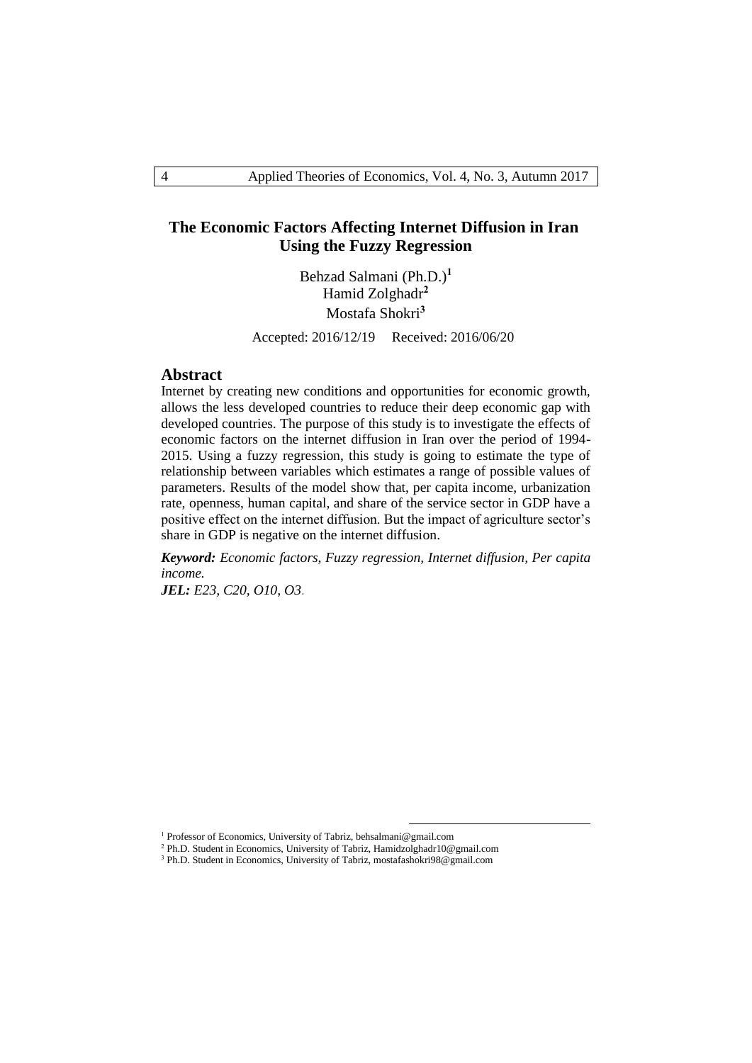# The Economic Factors Affecting Internet Diffusion in Iran Using the Fuzzy Regression

Behzad Salmani (Ph.D.)[1]
Hamid Zolghadr[2]
Mostafa Shokri[3]

Accepted: 2016/12/19 Received: 2016/06/20

## Abstract

Internet by creating new conditions and opportunities for economic growth, allows the less developed countries to reduce their deep economic gap with developed countries. The purpose of this study is to investigate the effects of economic factors on the internet diffusion in Iran over the period of 1994-2015. Using a fuzzy regression, this study is going to estimate the type of relationship between variables which estimates a range of possible values of parameters. Results of the model show that, per capita income, urbanization rate, openness, human capital, and share of the service sector in GDP have a positive effect on the internet diffusion. But the impact of agriculture sector's share in GDP is negative on the internet diffusion.

***Keyword:*** *Economic factors, Fuzzy regression, Internet diffusion, Per capita income.*

***JEL:*** *E23, C20, O10, O3.*

---

[1] Professor of Economics, University of Tabriz, behsalmani@gmail.com

[2] Ph.D. Student in Economics, University of Tabriz, Hamidzolghadr10@gmail.com

[3] Ph.D. Student in Economics, University of Tabriz, mostafashokri98@gmail.com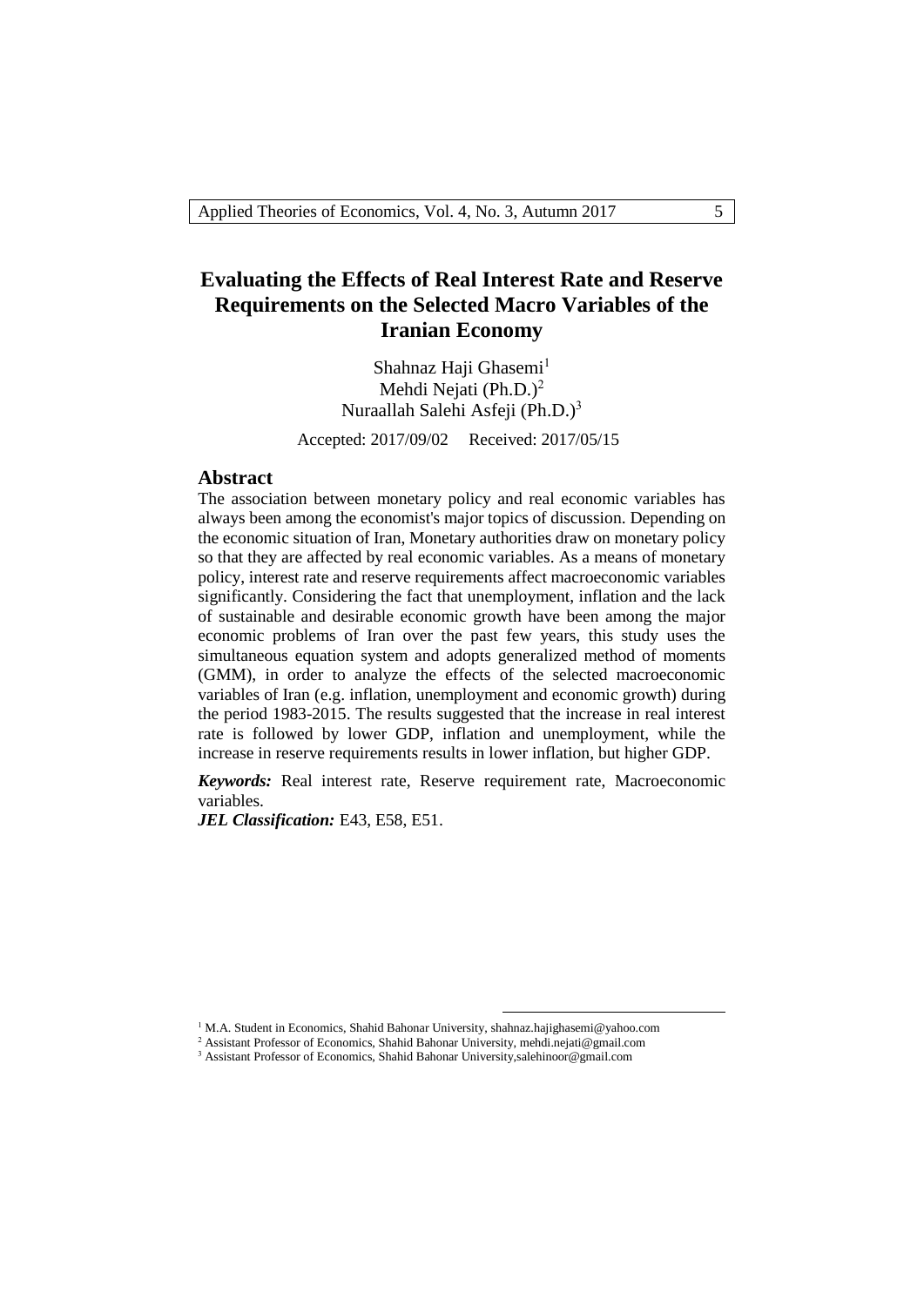# Evaluating the Effects of Real Interest Rate and Reserve Requirements on the Selected Macro Variables of the Iranian Economy

Shahnaz Haji Ghasemi[1]
Mehdi Nejati (Ph.D.)[2]
Nuraallah Salehi Asfeji (Ph.D.)[3]

Accepted: 2017/09/02    Received: 2017/05/15

## Abstract

The association between monetary policy and real economic variables has always been among the economist's major topics of discussion. Depending on the economic situation of Iran, Monetary authorities draw on monetary policy so that they are affected by real economic variables. As a means of monetary policy, interest rate and reserve requirements affect macroeconomic variables significantly. Considering the fact that unemployment, inflation and the lack of sustainable and desirable economic growth have been among the major economic problems of Iran over the past few years, this study uses the simultaneous equation system and adopts generalized method of moments (GMM), in order to analyze the effects of the selected macroeconomic variables of Iran (e.g. inflation, unemployment and economic growth) during the period 1983-2015. The results suggested that the increase in real interest rate is followed by lower GDP, inflation and unemployment, while the increase in reserve requirements results in lower inflation, but higher GDP.

***Keywords:*** Real interest rate, Reserve requirement rate, Macroeconomic variables.

***JEL Classification:*** E43, E58, E51.

---

[1] M.A. Student in Economics, Shahid Bahonar University, shahnaz.hajighasemi@yahoo.com

[2] Assistant Professor of Economics, Shahid Bahonar University, mehdi.nejati@gmail.com

[3] Assistant Professor of Economics, Shahid Bahonar University,salehinoor@gmail.com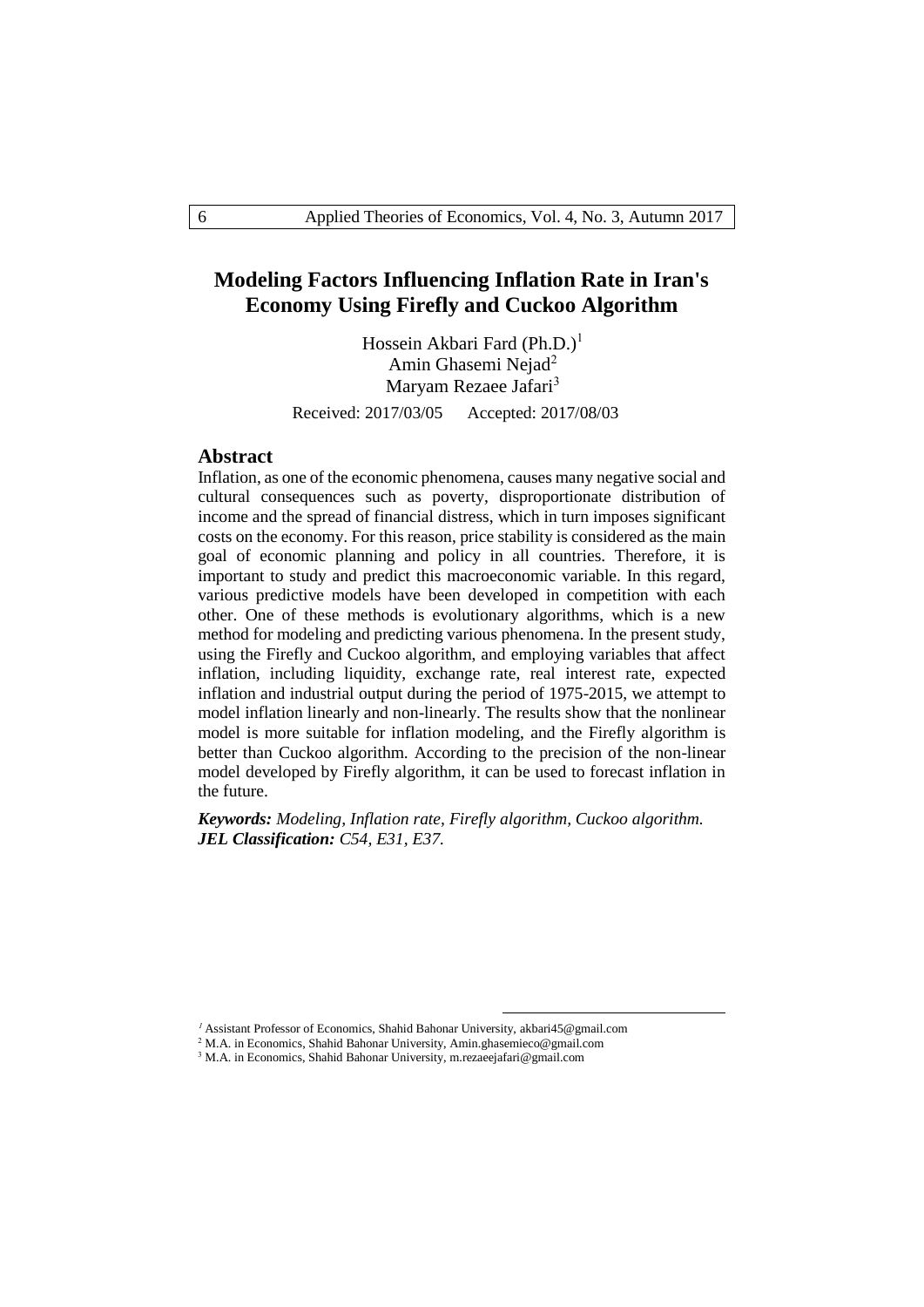# Modeling Factors Influencing Inflation Rate in Iran's Economy Using Firefly and Cuckoo Algorithm

Hossein Akbari Fard (Ph.D.)[1]
Amin Ghasemi Nejad[2]
Maryam Rezaee Jafari[3]

Received: 2017/03/05 Accepted: 2017/08/03

## Abstract

Inflation, as one of the economic phenomena, causes many negative social and cultural consequences such as poverty, disproportionate distribution of income and the spread of financial distress, which in turn imposes significant costs on the economy. For this reason, price stability is considered as the main goal of economic planning and policy in all countries. Therefore, it is important to study and predict this macroeconomic variable. In this regard, various predictive models have been developed in competition with each other. One of these methods is evolutionary algorithms, which is a new method for modeling and predicting various phenomena. In the present study, using the Firefly and Cuckoo algorithm, and employing variables that affect inflation, including liquidity, exchange rate, real interest rate, expected inflation and industrial output during the period of 1975-2015, we attempt to model inflation linearly and non-linearly. The results show that the nonlinear model is more suitable for inflation modeling, and the Firefly algorithm is better than Cuckoo algorithm. According to the precision of the non-linear model developed by Firefly algorithm, it can be used to forecast inflation in the future.

***Keywords:*** *Modeling, Inflation rate, Firefly algorithm, Cuckoo algorithm.*
***JEL Classification:*** *C54, E31, E37.*

---

[1] Assistant Professor of Economics, Shahid Bahonar University, akbari45@gmail.com
[2] M.A. in Economics, Shahid Bahonar University, Amin.ghasemieco@gmail.com
[3] M.A. in Economics, Shahid Bahonar University, m.rezaeejafari@gmail.com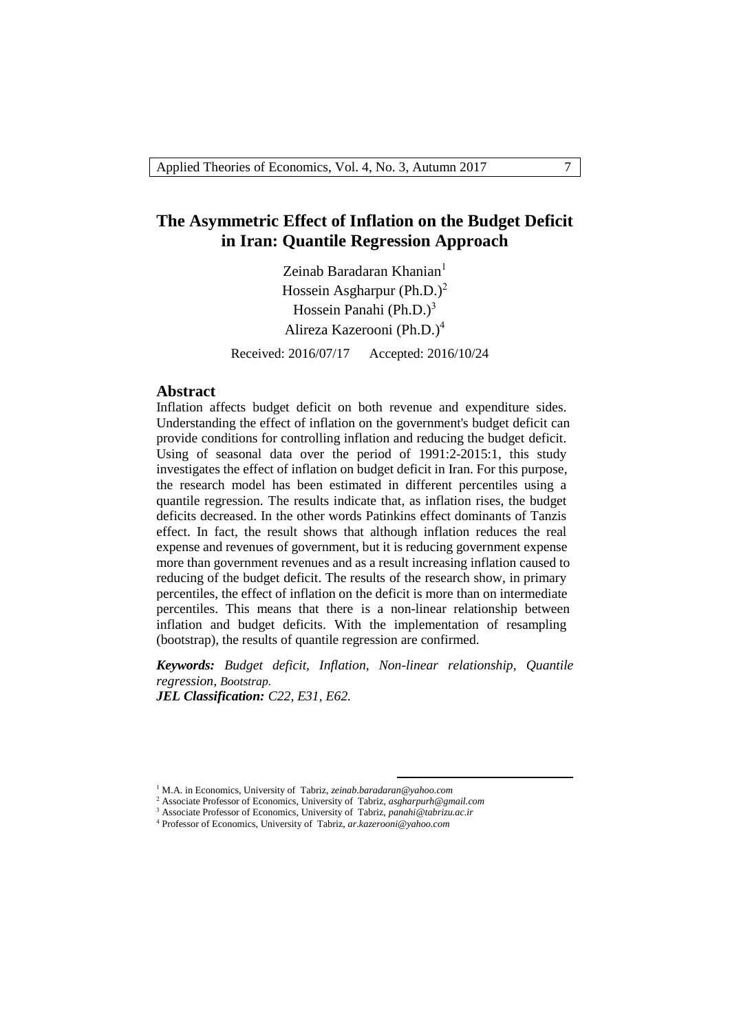# The Asymmetric Effect of Inflation on the Budget Deficit in Iran: Quantile Regression Approach

Zeinab Baradaran Khanian[1]
Hossein Asgharpur (Ph.D.)[2]
Hossein Panahi (Ph.D.)[3]
Alireza Kazerooni (Ph.D.)[4]

Received: 2016/07/17 Accepted: 2016/10/24

## Abstract

Inflation affects budget deficit on both revenue and expenditure sides. Understanding the effect of inflation on the government's budget deficit can provide conditions for controlling inflation and reducing the budget deficit. Using of seasonal data over the period of 1991:2-2015:1, this study investigates the effect of inflation on budget deficit in Iran. For this purpose, the research model has been estimated in different percentiles using a quantile regression. The results indicate that, as inflation rises, the budget deficits decreased. In the other words Patinkins effect dominants of Tanzis effect. In fact, the result shows that although inflation reduces the real expense and revenues of government, but it is reducing government expense more than government revenues and as a result increasing inflation caused to reducing of the budget deficit. The results of the research show, in primary percentiles, the effect of inflation on the deficit is more than on intermediate percentiles. This means that there is a non-linear relationship between inflation and budget deficits. With the implementation of resampling (bootstrap), the results of quantile regression are confirmed.

***Keywords:*** *Budget deficit, Inflation, Non-linear relationship, Quantile regression, Bootstrap.*
***JEL Classification:*** *C22, E31, E62.*

---

[1] M.A. in Economics, University of Tabriz, *zeinab.baradaran@yahoo.com*
[2] Associate Professor of Economics, University of Tabriz, *asgharpurh@gmail.com*
[3] Associate Professor of Economics, University of Tabriz, *panahi@tabrizu.ac.ir*
[4] Professor of Economics, University of Tabriz, *ar.kazerooni@yahoo.com*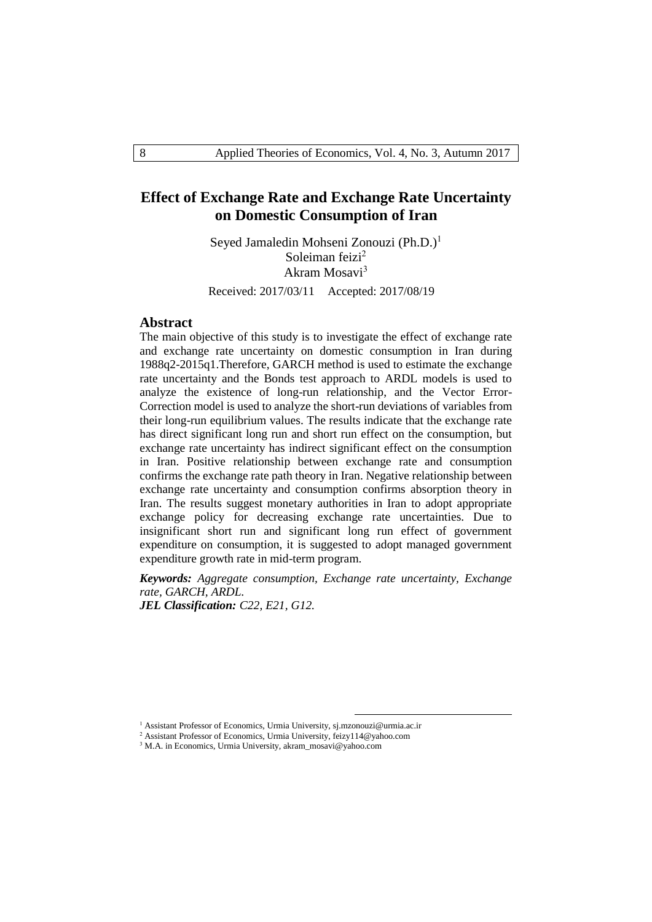# Effect of Exchange Rate and Exchange Rate Uncertainty on Domestic Consumption of Iran

Seyed Jamaledin Mohseni Zonouzi (Ph.D.)[1]
Soleiman feizi[2]
Akram Mosavi[3]

Received: 2017/03/11 Accepted: 2017/08/19

## Abstract

The main objective of this study is to investigate the effect of exchange rate and exchange rate uncertainty on domestic consumption in Iran during 1988q2-2015q1.Therefore, GARCH method is used to estimate the exchange rate uncertainty and the Bonds test approach to ARDL models is used to analyze the existence of long-run relationship, and the Vector Error-Correction model is used to analyze the short-run deviations of variables from their long-run equilibrium values. The results indicate that the exchange rate has direct significant long run and short run effect on the consumption, but exchange rate uncertainty has indirect significant effect on the consumption in Iran. Positive relationship between exchange rate and consumption confirms the exchange rate path theory in Iran. Negative relationship between exchange rate uncertainty and consumption confirms absorption theory in Iran. The results suggest monetary authorities in Iran to adopt appropriate exchange policy for decreasing exchange rate uncertainties. Due to insignificant short run and significant long run effect of government expenditure on consumption, it is suggested to adopt managed government expenditure growth rate in mid-term program.

***Keywords:*** *Aggregate consumption, Exchange rate uncertainty, Exchange rate, GARCH, ARDL.*
***JEL Classification:*** *C22, E21, G12.*

---

[1] Assistant Professor of Economics, Urmia University, sj.mzonouzi@urmia.ac.ir
[2] Assistant Professor of Economics, Urmia University, feizy114@yahoo.com
[3] M.A. in Economics, Urmia University, akram_mosavi@yahoo.com